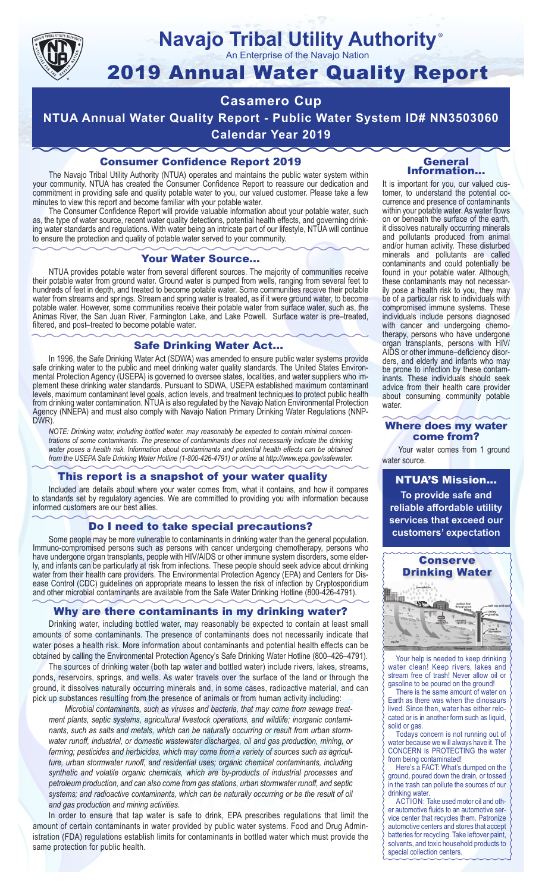# Navajo Tribal Utility Authority®

An Enterprise of the Navajo Nation

# 2019 Annual Water Quality Report

## Casamero Cup

## NTUA Annual Water Quality Report - Public Water System ID# NN3503060

## Calendar Year 2019

### Consumer Confidence Report 2019

The Navajo Tribal Utility Authority (NTUA) operates and maintains the public water system within your community. NTUA has created the Consumer Confidence Report to reassure our dedication and commitment in providing safe and quality potable water to you, our valued customer. Please take a few minutes to view this report and become familiar with your potable water.

The Consumer Confidence Report will provide valuable information about your potable water, such as, the type of water source, recent water quality detections, potential health effects, and governing drinking water standards and regulations. With water being an intricate part of our lifestyle, NTUA will continue to ensure the protection and quality of potable water served to your community.

### Your Water Source…

NTUA provides potable water from several different sources. The majority of communities receive their potable water from ground water. Ground water is pumped from wells, ranging from several feet to hundreds of feet in depth, and treated to become potable water. Some communities receive their potable water from streams and springs. Stream and spring water is treated, as if it were ground water, to become potable water. However, some communities receive their potable water from surface water, such as, the Animas River, the San Juan River, Farmington Lake, and Lake Powell. Surface water is pre–treated, filtered, and post–treated to become potable water.

### Safe Drinking Water Act…

In 1996, the Safe Drinking Water Act (SDWA) was amended to ensure public water systems provide safe drinking water to the public and meet drinking water quality standards. The United States Environmental Protection Agency (USEPA) is governed to oversee states, localities, and water suppliers who implement these drinking water standards. Pursuant to SDWA, USEPA established maximum contaminant levels, maximum contaminant level goals, action levels, and treatment techniques to protect public health from drinking water contamination. NTUA is also regulated by the Navajo Nation Environmental Protection Agency (NNEPA) and must also comply with Navajo Nation Primary Drinking Water Regulations (NNPDWR).

*NOTE: Drinking water, including bottled water, may reasonably be expected to contain minimal concentrations of some contaminants. The presence of contaminants does not necessarily indicate the drinking water poses a health risk. Information about contaminants and potential health effects can be obtained from the USEPA Safe Drinking Water Hotline (1-800-426-4791) or online at http://www.epa.gov/safewater.*

### This report is a snapshot of your water quality

Included are details about where your water comes from, what it contains, and how it compares to standards set by regulatory agencies. We are committed to providing you with information because informed customers are our best allies.

### Do I need to take special precautions?

Some people may be more vulnerable to contaminants in drinking water than the general population. Immuno-compromised persons such as persons with cancer undergoing chemotherapy, persons who have undergone organ transplants, people with HIV/AIDS or other immune system disorders, some elderly, and infants can be particularly at risk from infections. These people should seek advice about drinking water from their health care providers. The Environmental Protection Agency (EPA) and Centers for Disease Control (CDC) guidelines on appropriate means to lessen the risk of infection by Cryptosporidium and other microbial contaminants are available from the Safe Water Drinking Hotline (800-426-4791).

### Why are there contaminants in my drinking water?

Drinking water, including bottled water, may reasonably be expected to contain at least small amounts of some contaminants. The presence of contaminants does not necessarily indicate that water poses a health risk. More information about contaminants and potential health effects can be obtained by calling the Environmental Protection Agency's Safe Drinking Water Hotline (800–426–4791).

The sources of drinking water (both tap water and bottled water) include rivers, lakes, streams, ponds, reservoirs, springs, and wells. As water travels over the surface of the land or through the ground, it dissolves naturally occurring minerals and, in some cases, radioactive material, and can pick up substances resulting from the presence of animals or from human activity including:

*Microbial contaminants, such as viruses and bacteria, that may come from sewage treatment plants, septic systems, agricultural livestock operations, and wildlife; inorganic contaminants, such as salts and metals, which can be naturally occurring or result from urban stormwater runoff, industrial, or domestic wastewater discharges, oil and gas production, mining, or farming; pesticides and herbicides, which may come from a variety of sources such as agriculture, urban stormwater runoff, and residential uses; organic chemical contaminants, including synthetic and volatile organic chemicals, which are by-products of industrial processes and petroleum production, and can also come from gas stations, urban stormwater runoff, and septic systems; and radioactive contaminants, which can be naturally occurring or be the result of oil and gas production and mining activities.*

In order to ensure that tap water is safe to drink, EPA prescribes regulations that limit the amount of certain contaminants in water provided by public water systems. Food and Drug Administration (FDA) regulations establish limits for contaminants in bottled water which must provide the same protection for public health.

### General Information…

It is important for you, our valued customer, to understand the potential occurrence and presence of contaminants within your potable water. As water flows on or beneath the surface of the earth, it dissolves naturally occurring minerals and pollutants produced from animal and/or human activity. These disturbed minerals and pollutants are called contaminants and could potentially be found in your potable water. Although, these contaminants may not necessarily pose a health risk to you, they may be of a particular risk to individuals with compromised immune systems. These individuals include persons diagnosed with cancer and undergoing chemotherapy, persons who have undergone organ transplants, persons with HIV/AIDS or other immune–deficiency disorders, and elderly and infants who may be prone to infection by these contaminants. These individuals should seek advice from their health care provider about consuming community potable water.

### Where does my water come from?

Your water comes from 1 ground water source.

### NTUA'S Mission…

**To provide safe and reliable affordable utility services that exceed our customers' expectation**

### Conserve Drinking Water

Your help is needed to keep drinking water clean! Keep rivers, lakes and stream free of trash! Never allow oil or gasoline to be poured on the ground!

There is the same amount of water on Earth as there was when the dinosaurs lived. Since then, water has either relocated or is in another form such as liquid, solid or gas.

Todays concern is not running out of water because we will always have it. The CONCERN is PROTECTING the water from being contaminated!

Here's a FACT: What's dumped on the ground, poured down the drain, or tossed in the trash can pollute the sources of our drinking water.

ACTION: Take used motor oil and other automotive fluids to an automotive service center that recycles them. Patronize automotive centers and stores that accept batteries for recycling. Take leftover paint, solvents, and toxic household products to special collection centers.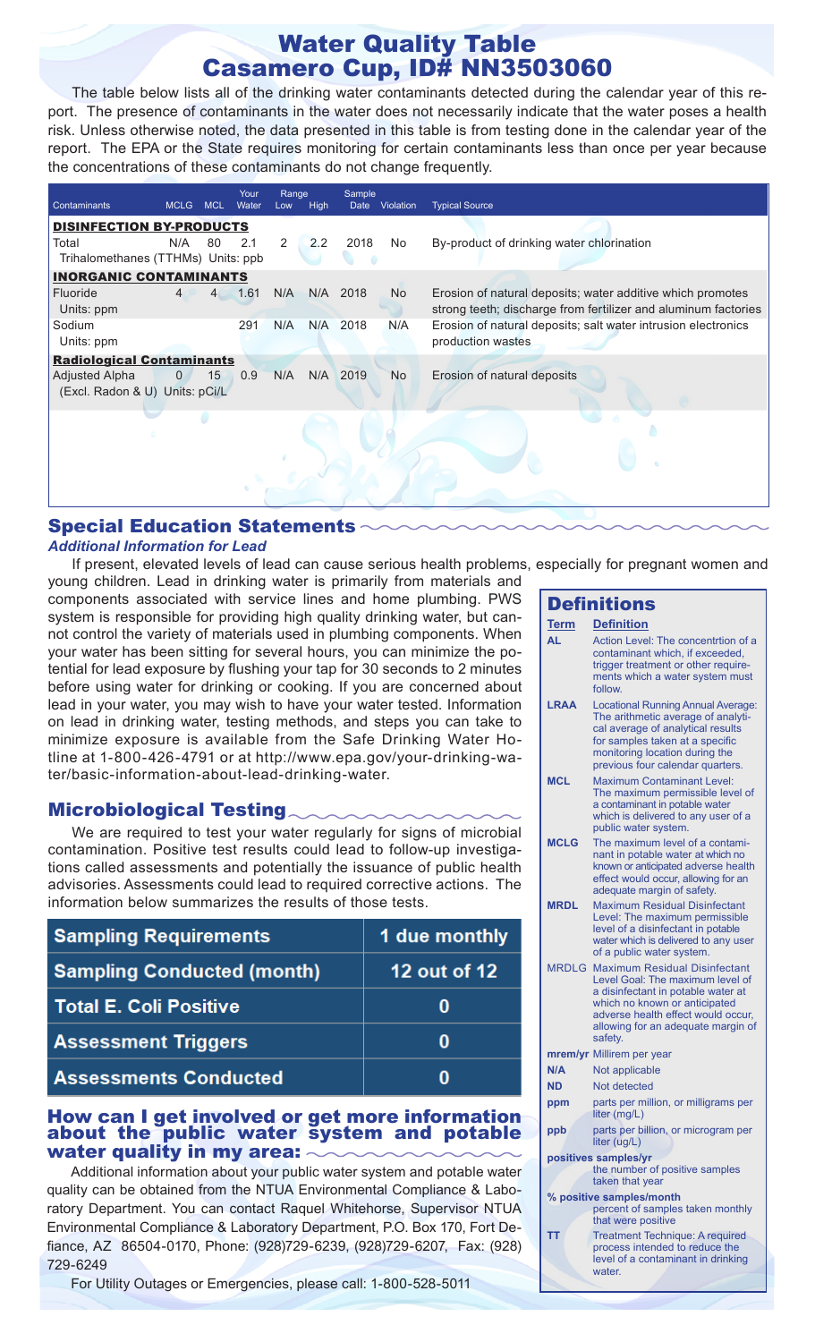# Water Quality Table
# Casamero Cup, ID# NN3503060

The table below lists all of the drinking water contaminants detected during the calendar year of this report. The presence of contaminants in the water does not necessarily indicate that the water poses a health risk. Unless otherwise noted, the data presented in this table is from testing done in the calendar year of the report. The EPA or the State requires monitoring for certain contaminants less than once per year because the concentrations of these contaminants do not change frequently.

| Contaminants | MCLG | MCL | Your Water | Range Low | Range High | Sample Date | Violation | Typical Source |
|---|---|---|---|---|---|---|---|---|
| **DISINFECTION BY-PRODUCTS** | | | | | | | | |
| Total Trihalomethanes (TTHMs) Units: ppb | N/A | 80 | 2.1 | 2 | 2.2 | 2018 | No | By-product of drinking water chlorination |
| **INORGANIC CONTAMINANTS** | | | | | | | | |
| Fluoride Units: ppm | 4 | 4 | 1.61 | N/A | N/A | 2018 | No | Erosion of natural deposits; water additive which promotes strong teeth; discharge from fertilizer and aluminum factories |
| Sodium Units: ppm | | | 291 | N/A | N/A | 2018 | N/A | Erosion of natural deposits; salt water intrusion electronics production wastes |
| **Radiological Contaminants** | | | | | | | | |
| Adjusted Alpha (Excl. Radon & U) Units: pCi/L | 0 | 15 | 0.9 | N/A | N/A | 2019 | No | Erosion of natural deposits |

## Special Education Statements

***Additional Information for Lead***

If present, elevated levels of lead can cause serious health problems, especially for pregnant women and young children. Lead in drinking water is primarily from materials and components associated with service lines and home plumbing. PWS system is responsible for providing high quality drinking water, but cannot control the variety of materials used in plumbing components. When your water has been sitting for several hours, you can minimize the potential for lead exposure by flushing your tap for 30 seconds to 2 minutes before using water for drinking or cooking. If you are concerned about lead in your water, you may wish to have your water tested. Information on lead in drinking water, testing methods, and steps you can take to minimize exposure is available from the Safe Drinking Water Hotline at 1-800-426-4791 or at http://www.epa.gov/your-drinking-water/basic-information-about-lead-drinking-water.

## Microbiological Testing

We are required to test your water regularly for signs of microbial contamination. Positive test results could lead to follow-up investigations called assessments and potentially the issuance of public health advisories. Assessments could lead to required corrective actions. The information below summarizes the results of those tests.

| | |
|---|---|
| **Sampling Requirements** | **1 due monthly** |
| **Sampling Conducted (month)** | **12 out of 12** |
| **Total E. Coli Positive** | **0** |
| **Assessment Triggers** | **0** |
| **Assessments Conducted** | **0** |

## How can I get involved or get more information about the public water system and potable water quality in my area:

Additional information about your public water system and potable water quality can be obtained from the NTUA Environmental Compliance & Laboratory Department. You can contact Raquel Whitehorse, Supervisor NTUA Environmental Compliance & Laboratory Department, P.O. Box 170, Fort Defiance, AZ 86504-0170, Phone: (928)729-6239, (928)729-6207, Fax: (928) 729-6249

For Utility Outages or Emergencies, please call: 1-800-528-5011

## Definitions

| Term | Definition |
|---|---|
| **AL** | Action Level: The concentrtion of a contaminant which, if exceeded, trigger treatment or other requirements which a water system must follow. |
| **LRAA** | Locational Running Annual Average: The arithmetic average of analytical average of analytical results for samples taken at a specific monitoring location during the previous four calendar quarters. |
| **MCL** | Maximum Contaminant Level: The maximum permissible level of a contaminant in potable water which is delivered to any user of a public water system. |
| **MCLG** | The maximum level of a contaminant in potable water at which no known or anticipated adverse health effect would occur, allowing for an adequate margin of safety. |
| **MRDL** | Maximum Residual Disinfectant Level: The maximum permissible level of a disinfectant in potable water which is delivered to any user of a public water system. |
| MRDLG | Maximum Residual Disinfectant Level Goal: The maximum level of a disinfectant in potable water at which no known or anticipated adverse health effect would occur, allowing for an adequate margin of safety. |
| **mrem/yr** | Millirem per year |
| **N/A** | Not applicable |
| **ND** | Not detected |
| **ppm** | parts per million, or milligrams per liter (mg/L) |
| **ppb** | parts per billion, or microgram per liter (ug/L) |
| **positives samples/yr** | the number of positive samples taken that year |
| **% positive samples/month** | percent of samples taken monthly that were positive |
| **TT** | Treatment Technique: A required process intended to reduce the level of a contaminant in drinking water. |